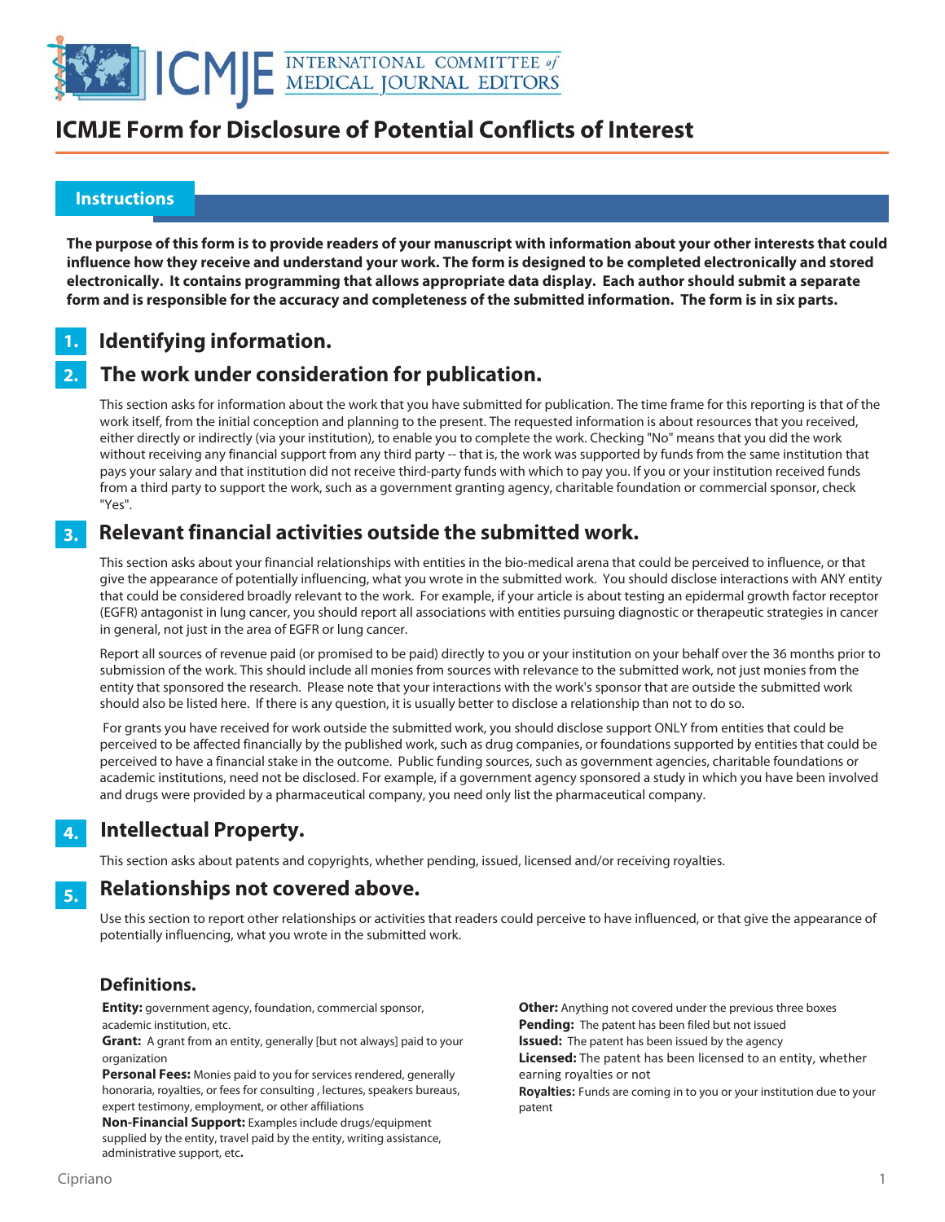# ICMJE Form for Disclosure of Potential Conflicts of Interest

## Instructions

**The purpose of this form is to provide readers of your manuscript with information about your other interests that could influence how they receive and understand your work. The form is designed to be completed electronically and stored electronically. It contains programming that allows appropriate data display. Each author should submit a separate form and is responsible for the accuracy and completeness of the submitted information. The form is in six parts.**

### 1. Identifying information.

### 2. The work under consideration for publication.

This section asks for information about the work that you have submitted for publication. The time frame for this reporting is that of the work itself, from the initial conception and planning to the present. The requested information is about resources that you received, either directly or indirectly (via your institution), to enable you to complete the work. Checking "No" means that you did the work without receiving any financial support from any third party -- that is, the work was supported by funds from the same institution that pays your salary and that institution did not receive third-party funds with which to pay you. If you or your institution received funds from a third party to support the work, such as a government granting agency, charitable foundation or commercial sponsor, check "Yes".

### 3. Relevant financial activities outside the submitted work.

This section asks about your financial relationships with entities in the bio-medical arena that could be perceived to influence, or that give the appearance of potentially influencing, what you wrote in the submitted work. You should disclose interactions with ANY entity that could be considered broadly relevant to the work. For example, if your article is about testing an epidermal growth factor receptor (EGFR) antagonist in lung cancer, you should report all associations with entities pursuing diagnostic or therapeutic strategies in cancer in general, not just in the area of EGFR or lung cancer.

Report all sources of revenue paid (or promised to be paid) directly to you or your institution on your behalf over the 36 months prior to submission of the work. This should include all monies from sources with relevance to the submitted work, not just monies from the entity that sponsored the research. Please note that your interactions with the work's sponsor that are outside the submitted work should also be listed here. If there is any question, it is usually better to disclose a relationship than not to do so.

For grants you have received for work outside the submitted work, you should disclose support ONLY from entities that could be perceived to be affected financially by the published work, such as drug companies, or foundations supported by entities that could be perceived to have a financial stake in the outcome. Public funding sources, such as government agencies, charitable foundations or academic institutions, need not be disclosed. For example, if a government agency sponsored a study in which you have been involved and drugs were provided by a pharmaceutical company, you need only list the pharmaceutical company.

### 4. Intellectual Property.

This section asks about patents and copyrights, whether pending, issued, licensed and/or receiving royalties.

### 5. Relationships not covered above.

Use this section to report other relationships or activities that readers could perceive to have influenced, or that give the appearance of potentially influencing, what you wrote in the submitted work.

### Definitions.

**Entity:** government agency, foundation, commercial sponsor, academic institution, etc.

**Grant:** A grant from an entity, generally [but not always] paid to your organization

**Personal Fees:** Monies paid to you for services rendered, generally honoraria, royalties, or fees for consulting , lectures, speakers bureaus, expert testimony, employment, or other affiliations

**Non-Financial Support:** Examples include drugs/equipment supplied by the entity, travel paid by the entity, writing assistance, administrative support, etc**.**

**Other:** Anything not covered under the previous three boxes

**Pending:** The patent has been filed but not issued

**Issued:** The patent has been issued by the agency

**Licensed:** The patent has been licensed to an entity, whether earning royalties or not

**Royalties:** Funds are coming in to you or your institution due to your patent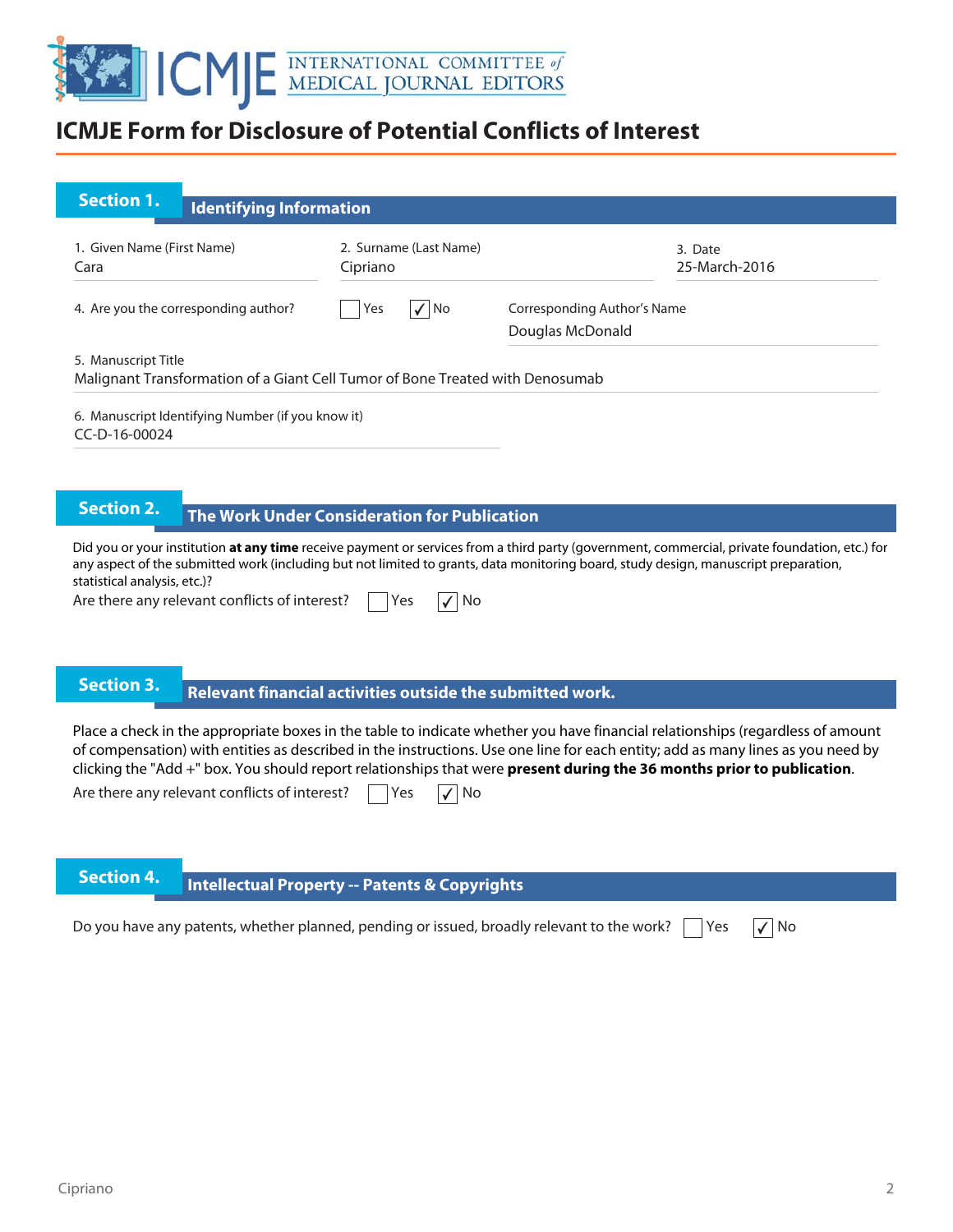# ICMJE Form for Disclosure of Potential Conflicts of Interest

## Section 1. Identifying Information

1. Given Name (First Name)
Cara

2. Surname (Last Name)
Cipriano

3. Date
25-March-2016

4. Are you the corresponding author? ☐ Yes ☑ No

Corresponding Author's Name
Douglas McDonald

5. Manuscript Title
Malignant Transformation of a Giant Cell Tumor of Bone Treated with Denosumab

6. Manuscript Identifying Number (if you know it)
CC-D-16-00024

## Section 2. The Work Under Consideration for Publication

Did you or your institution **at any time** receive payment or services from a third party (government, commercial, private foundation, etc.) for any aspect of the submitted work (including but not limited to grants, data monitoring board, study design, manuscript preparation, statistical analysis, etc.)?

Are there any relevant conflicts of interest? ☐ Yes ☑ No

## Section 3. Relevant financial activities outside the submitted work.

Place a check in the appropriate boxes in the table to indicate whether you have financial relationships (regardless of amount of compensation) with entities as described in the instructions. Use one line for each entity; add as many lines as you need by clicking the "Add +" box. You should report relationships that were **present during the 36 months prior to publication**.

Are there any relevant conflicts of interest? ☐ Yes ☑ No

## Section 4. Intellectual Property -- Patents & Copyrights

Do you have any patents, whether planned, pending or issued, broadly relevant to the work? ☐ Yes ☑ No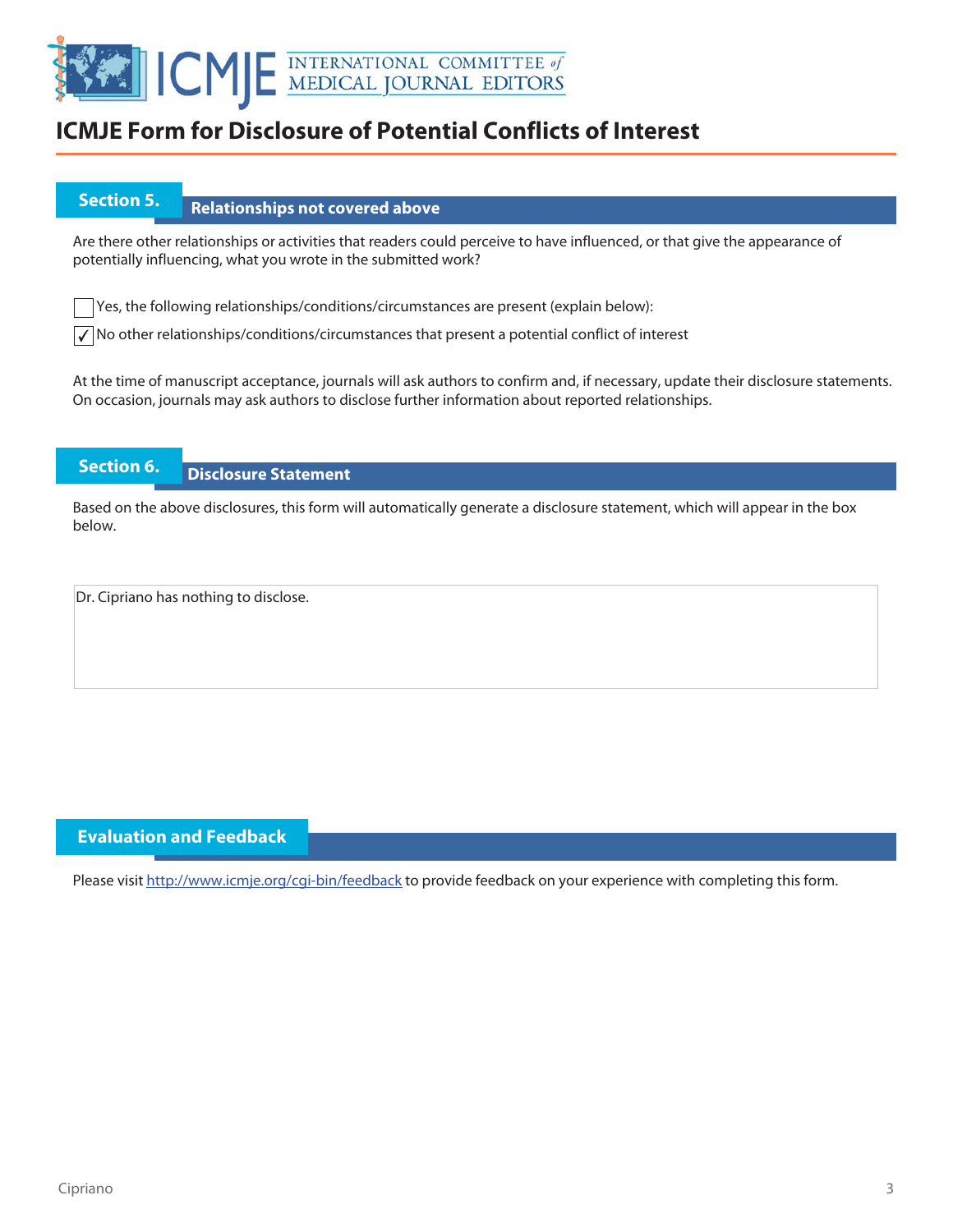# ICMJE Form for Disclosure of Potential Conflicts of Interest

## Section 5. Relationships not covered above

Are there other relationships or activities that readers could perceive to have influenced, or that give the appearance of potentially influencing, what you wrote in the submitted work?

- [ ] Yes, the following relationships/conditions/circumstances are present (explain below):
- [x] No other relationships/conditions/circumstances that present a potential conflict of interest

At the time of manuscript acceptance, journals will ask authors to confirm and, if necessary, update their disclosure statements. On occasion, journals may ask authors to disclose further information about reported relationships.

## Section 6. Disclosure Statement

Based on the above disclosures, this form will automatically generate a disclosure statement, which will appear in the box below.

Dr. Cipriano has nothing to disclose.

## Evaluation and Feedback

Please visit http://www.icmje.org/cgi-bin/feedback to provide feedback on your experience with completing this form.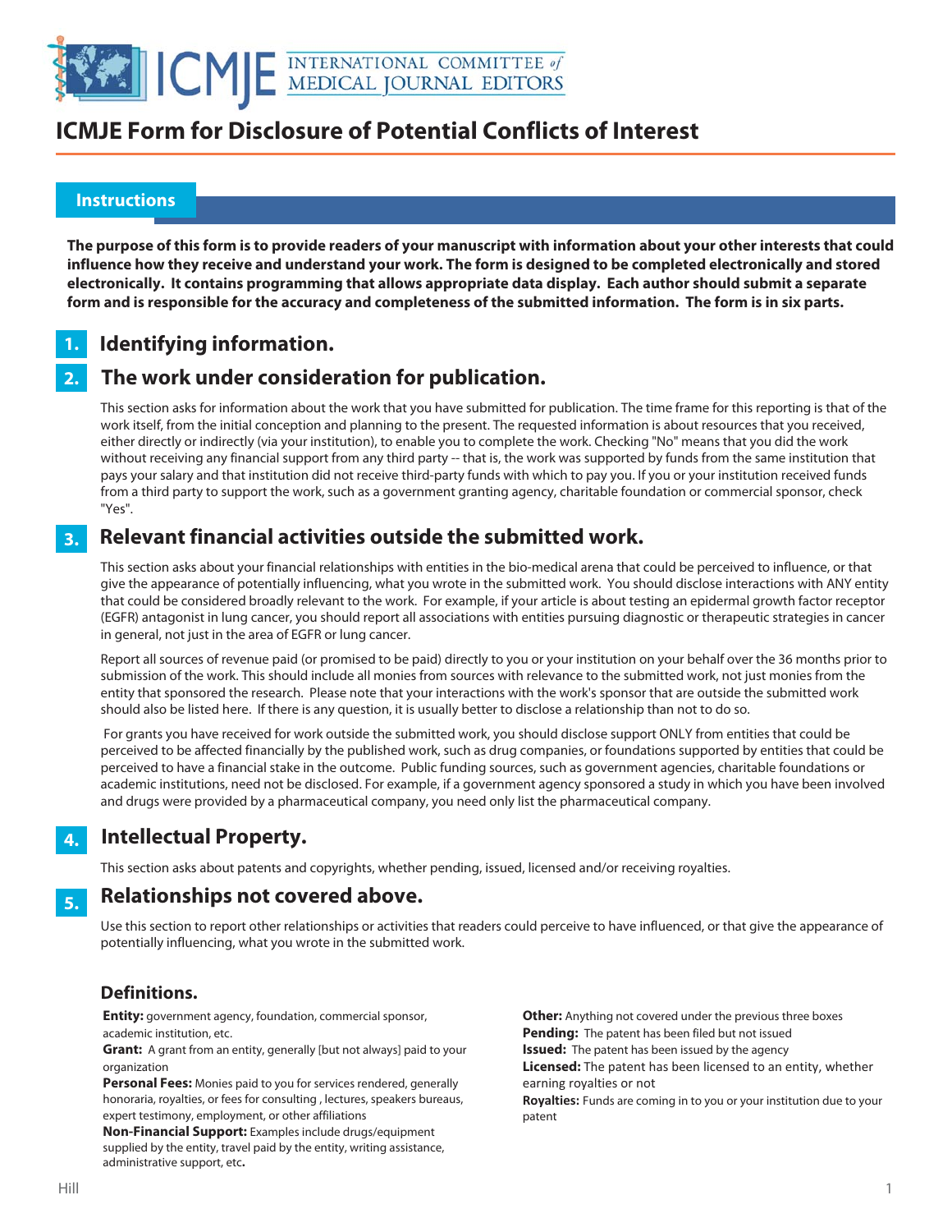# ICMJE Form for Disclosure of Potential Conflicts of Interest

## Instructions

**The purpose of this form is to provide readers of your manuscript with information about your other interests that could influence how they receive and understand your work. The form is designed to be completed electronically and stored electronically. It contains programming that allows appropriate data display. Each author should submit a separate form and is responsible for the accuracy and completeness of the submitted information. The form is in six parts.**

### 1. Identifying information.

### 2. The work under consideration for publication.

This section asks for information about the work that you have submitted for publication. The time frame for this reporting is that of the work itself, from the initial conception and planning to the present. The requested information is about resources that you received, either directly or indirectly (via your institution), to enable you to complete the work. Checking "No" means that you did the work without receiving any financial support from any third party -- that is, the work was supported by funds from the same institution that pays your salary and that institution did not receive third-party funds with which to pay you. If you or your institution received funds from a third party to support the work, such as a government granting agency, charitable foundation or commercial sponsor, check "Yes".

### 3. Relevant financial activities outside the submitted work.

This section asks about your financial relationships with entities in the bio-medical arena that could be perceived to influence, or that give the appearance of potentially influencing, what you wrote in the submitted work. You should disclose interactions with ANY entity that could be considered broadly relevant to the work. For example, if your article is about testing an epidermal growth factor receptor (EGFR) antagonist in lung cancer, you should report all associations with entities pursuing diagnostic or therapeutic strategies in cancer in general, not just in the area of EGFR or lung cancer.

Report all sources of revenue paid (or promised to be paid) directly to you or your institution on your behalf over the 36 months prior to submission of the work. This should include all monies from sources with relevance to the submitted work, not just monies from the entity that sponsored the research. Please note that your interactions with the work's sponsor that are outside the submitted work should also be listed here. If there is any question, it is usually better to disclose a relationship than not to do so.

For grants you have received for work outside the submitted work, you should disclose support ONLY from entities that could be perceived to be affected financially by the published work, such as drug companies, or foundations supported by entities that could be perceived to have a financial stake in the outcome. Public funding sources, such as government agencies, charitable foundations or academic institutions, need not be disclosed. For example, if a government agency sponsored a study in which you have been involved and drugs were provided by a pharmaceutical company, you need only list the pharmaceutical company.

### 4. Intellectual Property.

This section asks about patents and copyrights, whether pending, issued, licensed and/or receiving royalties.

### 5. Relationships not covered above.

Use this section to report other relationships or activities that readers could perceive to have influenced, or that give the appearance of potentially influencing, what you wrote in the submitted work.

### Definitions.

**Entity:** government agency, foundation, commercial sponsor, academic institution, etc.

**Grant:** A grant from an entity, generally [but not always] paid to your organization

**Personal Fees:** Monies paid to you for services rendered, generally honoraria, royalties, or fees for consulting , lectures, speakers bureaus, expert testimony, employment, or other affiliations

**Non-Financial Support:** Examples include drugs/equipment supplied by the entity, travel paid by the entity, writing assistance, administrative support, etc**.**

**Other:** Anything not covered under the previous three boxes

**Pending:** The patent has been filed but not issued

**Issued:** The patent has been issued by the agency

**Licensed:** The patent has been licensed to an entity, whether earning royalties or not

**Royalties:** Funds are coming in to you or your institution due to your patent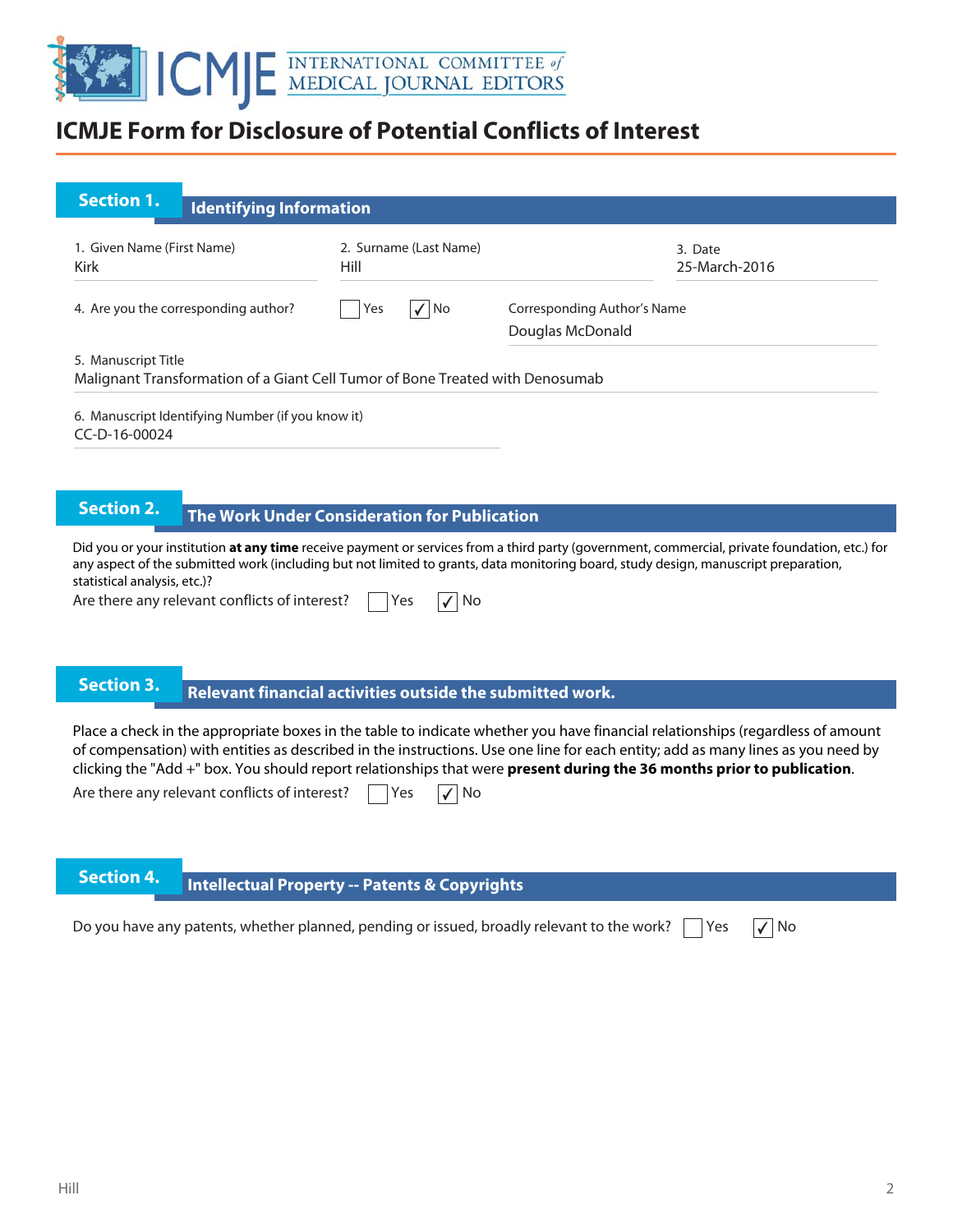# ICMJE Form for Disclosure of Potential Conflicts of Interest

## Section 1. Identifying Information

1. Given Name (First Name)
Kirk

2. Surname (Last Name)
Hill

3. Date
25-March-2016

4. Are you the corresponding author? ☐ Yes ☑ No

Corresponding Author's Name
Douglas McDonald

5. Manuscript Title
Malignant Transformation of a Giant Cell Tumor of Bone Treated with Denosumab

6. Manuscript Identifying Number (if you know it)
CC-D-16-00024

## Section 2. The Work Under Consideration for Publication

Did you or your institution **at any time** receive payment or services from a third party (government, commercial, private foundation, etc.) for any aspect of the submitted work (including but not limited to grants, data monitoring board, study design, manuscript preparation, statistical analysis, etc.)?

Are there any relevant conflicts of interest? ☐ Yes ☑ No

## Section 3. Relevant financial activities outside the submitted work.

Place a check in the appropriate boxes in the table to indicate whether you have financial relationships (regardless of amount of compensation) with entities as described in the instructions. Use one line for each entity; add as many lines as you need by clicking the "Add +" box. You should report relationships that were **present during the 36 months prior to publication**.

Are there any relevant conflicts of interest? ☐ Yes ☑ No

## Section 4. Intellectual Property -- Patents & Copyrights

Do you have any patents, whether planned, pending or issued, broadly relevant to the work? ☐ Yes ☑ No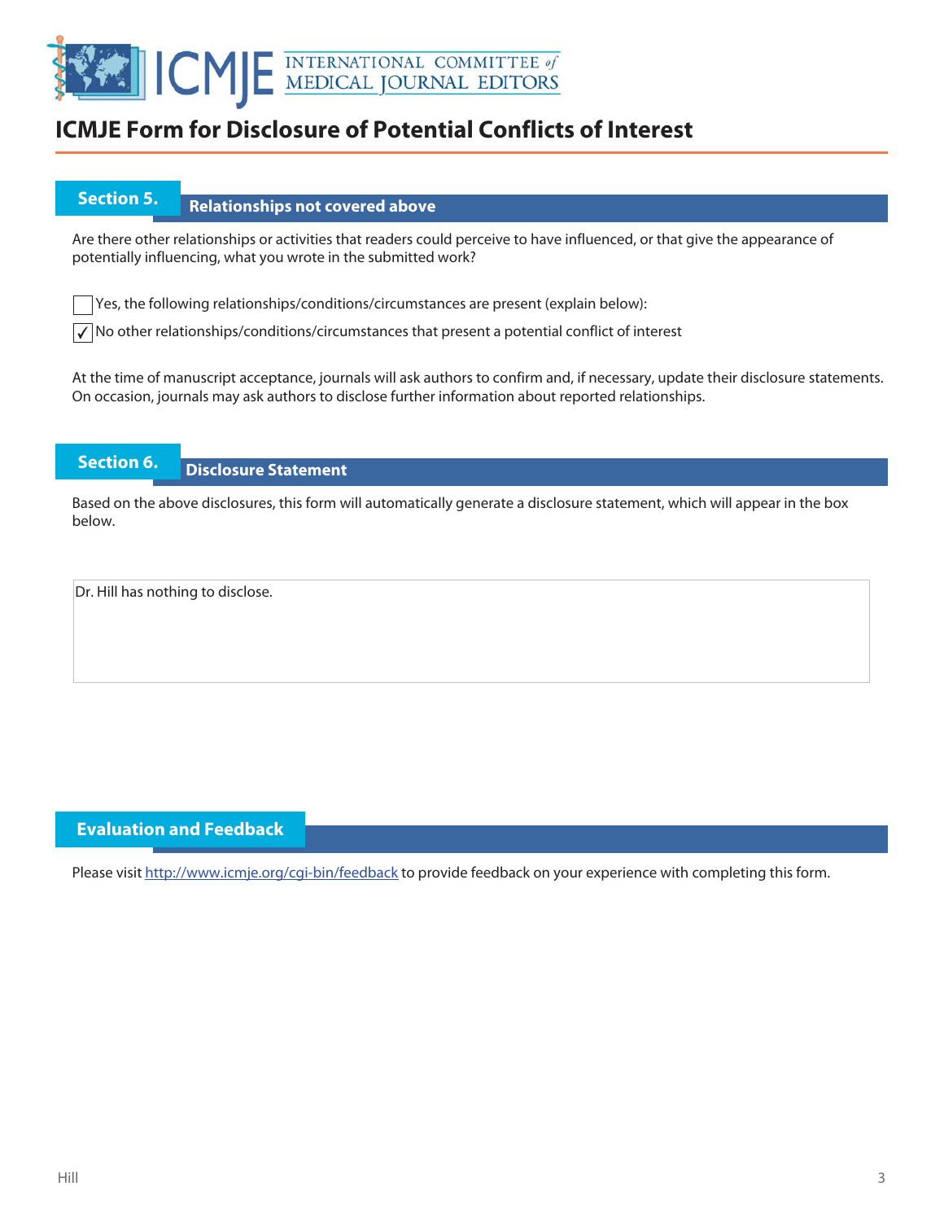# ICMJE Form for Disclosure of Potential Conflicts of Interest

## Section 5. Relationships not covered above

Are there other relationships or activities that readers could perceive to have influenced, or that give the appearance of potentially influencing, what you wrote in the submitted work?

☐ Yes, the following relationships/conditions/circumstances are present (explain below):

☑ No other relationships/conditions/circumstances that present a potential conflict of interest

At the time of manuscript acceptance, journals will ask authors to confirm and, if necessary, update their disclosure statements. On occasion, journals may ask authors to disclose further information about reported relationships.

## Section 6. Disclosure Statement

Based on the above disclosures, this form will automatically generate a disclosure statement, which will appear in the box below.

Dr. Hill has nothing to disclose.

## Evaluation and Feedback

Please visit http://www.icmje.org/cgi-bin/feedback to provide feedback on your experience with completing this form.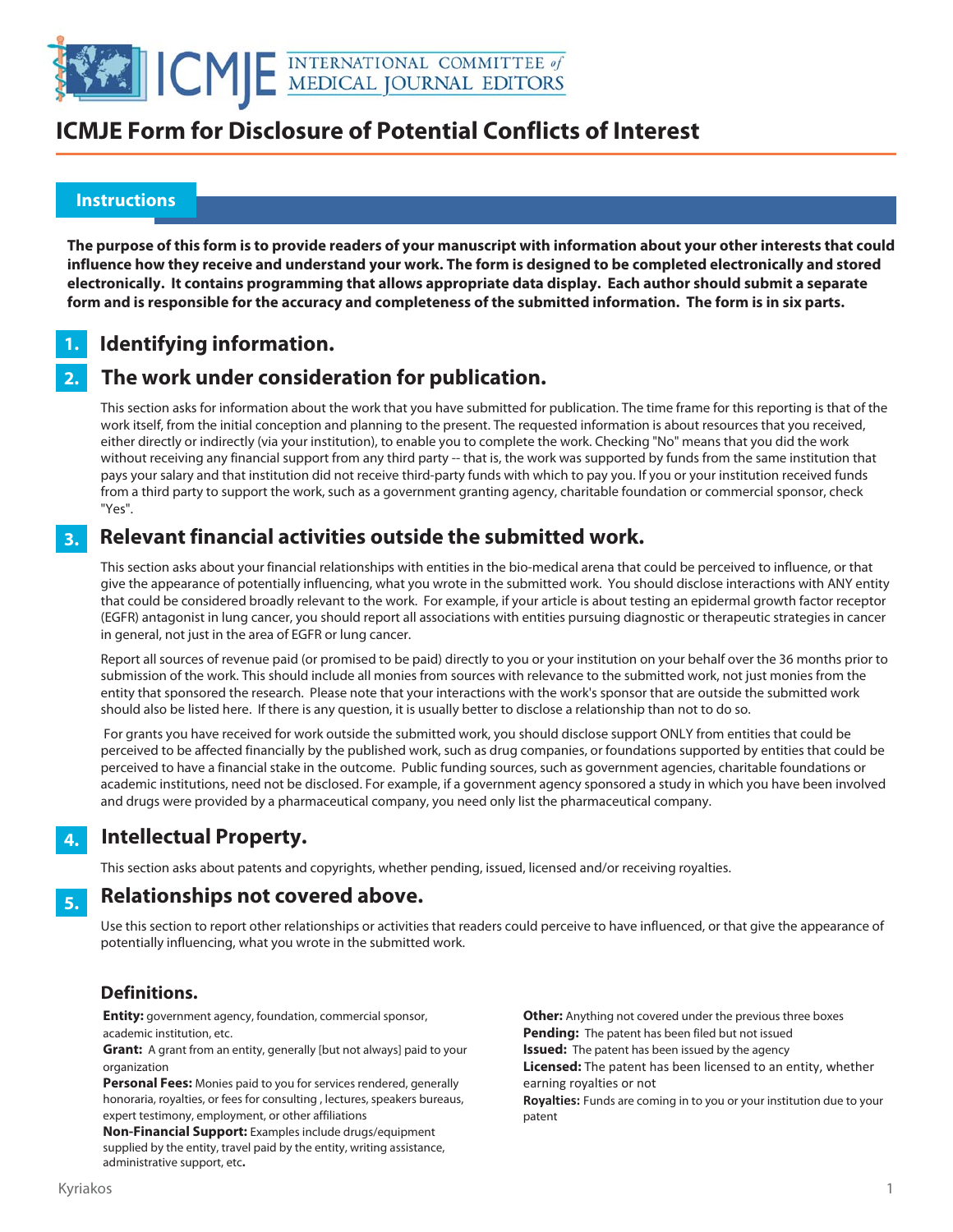# ICMJE Form for Disclosure of Potential Conflicts of Interest

## Instructions

**The purpose of this form is to provide readers of your manuscript with information about your other interests that could influence how they receive and understand your work. The form is designed to be completed electronically and stored electronically. It contains programming that allows appropriate data display. Each author should submit a separate form and is responsible for the accuracy and completeness of the submitted information. The form is in six parts.**

### 1. Identifying information.

### 2. The work under consideration for publication.

This section asks for information about the work that you have submitted for publication. The time frame for this reporting is that of the work itself, from the initial conception and planning to the present. The requested information is about resources that you received, either directly or indirectly (via your institution), to enable you to complete the work. Checking "No" means that you did the work without receiving any financial support from any third party -- that is, the work was supported by funds from the same institution that pays your salary and that institution did not receive third-party funds with which to pay you. If you or your institution received funds from a third party to support the work, such as a government granting agency, charitable foundation or commercial sponsor, check "Yes".

### 3. Relevant financial activities outside the submitted work.

This section asks about your financial relationships with entities in the bio-medical arena that could be perceived to influence, or that give the appearance of potentially influencing, what you wrote in the submitted work. You should disclose interactions with ANY entity that could be considered broadly relevant to the work. For example, if your article is about testing an epidermal growth factor receptor (EGFR) antagonist in lung cancer, you should report all associations with entities pursuing diagnostic or therapeutic strategies in cancer in general, not just in the area of EGFR or lung cancer.

Report all sources of revenue paid (or promised to be paid) directly to you or your institution on your behalf over the 36 months prior to submission of the work. This should include all monies from sources with relevance to the submitted work, not just monies from the entity that sponsored the research. Please note that your interactions with the work's sponsor that are outside the submitted work should also be listed here. If there is any question, it is usually better to disclose a relationship than not to do so.

For grants you have received for work outside the submitted work, you should disclose support ONLY from entities that could be perceived to be affected financially by the published work, such as drug companies, or foundations supported by entities that could be perceived to have a financial stake in the outcome. Public funding sources, such as government agencies, charitable foundations or academic institutions, need not be disclosed. For example, if a government agency sponsored a study in which you have been involved and drugs were provided by a pharmaceutical company, you need only list the pharmaceutical company.

### 4. Intellectual Property.

This section asks about patents and copyrights, whether pending, issued, licensed and/or receiving royalties.

### 5. Relationships not covered above.

Use this section to report other relationships or activities that readers could perceive to have influenced, or that give the appearance of potentially influencing, what you wrote in the submitted work.

### Definitions.

**Entity:** government agency, foundation, commercial sponsor, academic institution, etc.

**Grant:** A grant from an entity, generally [but not always] paid to your organization

**Personal Fees:** Monies paid to you for services rendered, generally honoraria, royalties, or fees for consulting , lectures, speakers bureaus, expert testimony, employment, or other affiliations

**Non-Financial Support:** Examples include drugs/equipment supplied by the entity, travel paid by the entity, writing assistance, administrative support, etc**.**

**Other:** Anything not covered under the previous three boxes

**Pending:** The patent has been filed but not issued

**Issued:** The patent has been issued by the agency

**Licensed:** The patent has been licensed to an entity, whether earning royalties or not

**Royalties:** Funds are coming in to you or your institution due to your patent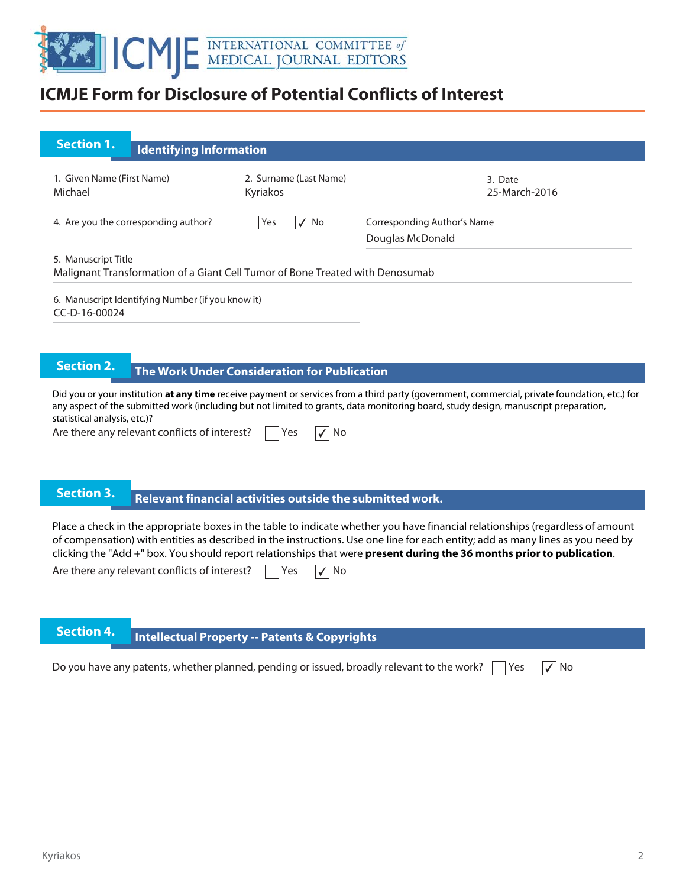# ICMJE Form for Disclosure of Potential Conflicts of Interest

## Section 1. Identifying Information

1. Given Name (First Name)
Michael

2. Surname (Last Name)
Kyriakos

3. Date
25-March-2016

4. Are you the corresponding author? ☐ Yes ☑ No

Corresponding Author's Name
Douglas McDonald

5. Manuscript Title
Malignant Transformation of a Giant Cell Tumor of Bone Treated with Denosumab

6. Manuscript Identifying Number (if you know it)
CC-D-16-00024

## Section 2. The Work Under Consideration for Publication

Did you or your institution **at any time** receive payment or services from a third party (government, commercial, private foundation, etc.) for any aspect of the submitted work (including but not limited to grants, data monitoring board, study design, manuscript preparation, statistical analysis, etc.)?

Are there any relevant conflicts of interest? ☐ Yes ☑ No

## Section 3. Relevant financial activities outside the submitted work.

Place a check in the appropriate boxes in the table to indicate whether you have financial relationships (regardless of amount of compensation) with entities as described in the instructions. Use one line for each entity; add as many lines as you need by clicking the "Add +" box. You should report relationships that were **present during the 36 months prior to publication**.

Are there any relevant conflicts of interest? ☐ Yes ☑ No

## Section 4. Intellectual Property -- Patents & Copyrights

Do you have any patents, whether planned, pending or issued, broadly relevant to the work? ☐ Yes ☑ No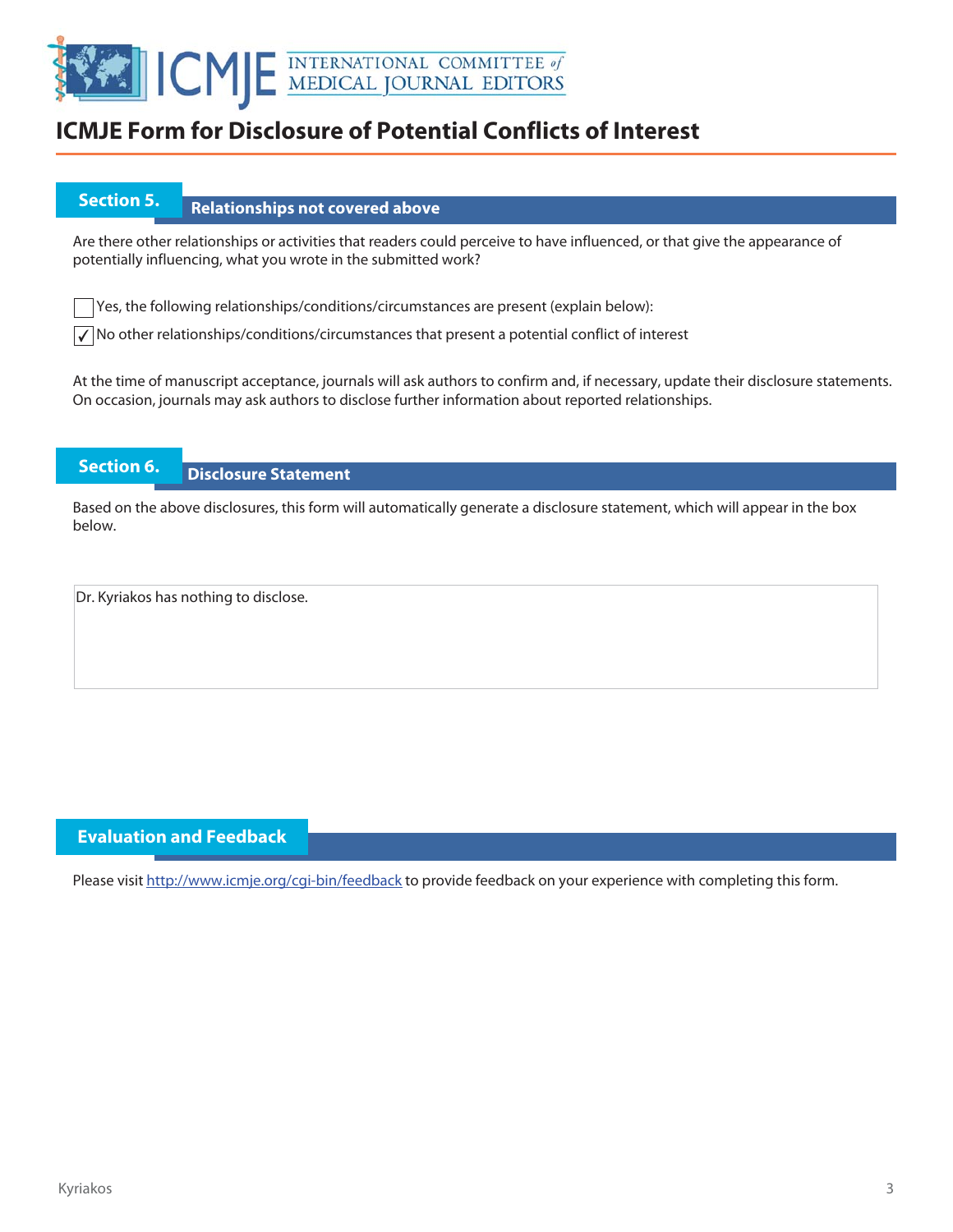# ICMJE Form for Disclosure of Potential Conflicts of Interest

## Section 5. Relationships not covered above

Are there other relationships or activities that readers could perceive to have influenced, or that give the appearance of potentially influencing, what you wrote in the submitted work?

☐ Yes, the following relationships/conditions/circumstances are present (explain below):

☑ No other relationships/conditions/circumstances that present a potential conflict of interest

At the time of manuscript acceptance, journals will ask authors to confirm and, if necessary, update their disclosure statements. On occasion, journals may ask authors to disclose further information about reported relationships.

## Section 6. Disclosure Statement

Based on the above disclosures, this form will automatically generate a disclosure statement, which will appear in the box below.

Dr. Kyriakos has nothing to disclose.

## Evaluation and Feedback

Please visit http://www.icmje.org/cgi-bin/feedback to provide feedback on your experience with completing this form.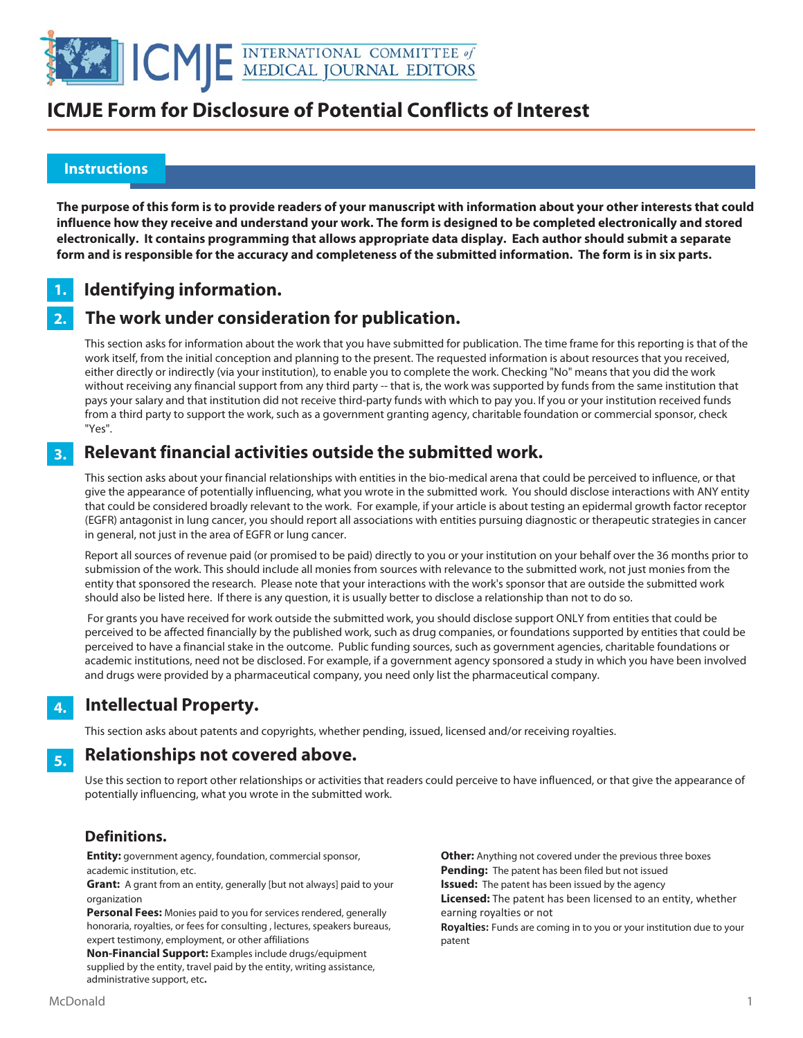# ICMJE Form for Disclosure of Potential Conflicts of Interest

## Instructions

**The purpose of this form is to provide readers of your manuscript with information about your other interests that could influence how they receive and understand your work. The form is designed to be completed electronically and stored electronically. It contains programming that allows appropriate data display. Each author should submit a separate form and is responsible for the accuracy and completeness of the submitted information. The form is in six parts.**

### 1. Identifying information.

### 2. The work under consideration for publication.

This section asks for information about the work that you have submitted for publication. The time frame for this reporting is that of the work itself, from the initial conception and planning to the present. The requested information is about resources that you received, either directly or indirectly (via your institution), to enable you to complete the work. Checking "No" means that you did the work without receiving any financial support from any third party -- that is, the work was supported by funds from the same institution that pays your salary and that institution did not receive third-party funds with which to pay you. If you or your institution received funds from a third party to support the work, such as a government granting agency, charitable foundation or commercial sponsor, check "Yes".

### 3. Relevant financial activities outside the submitted work.

This section asks about your financial relationships with entities in the bio-medical arena that could be perceived to influence, or that give the appearance of potentially influencing, what you wrote in the submitted work. You should disclose interactions with ANY entity that could be considered broadly relevant to the work. For example, if your article is about testing an epidermal growth factor receptor (EGFR) antagonist in lung cancer, you should report all associations with entities pursuing diagnostic or therapeutic strategies in cancer in general, not just in the area of EGFR or lung cancer.

Report all sources of revenue paid (or promised to be paid) directly to you or your institution on your behalf over the 36 months prior to submission of the work. This should include all monies from sources with relevance to the submitted work, not just monies from the entity that sponsored the research. Please note that your interactions with the work's sponsor that are outside the submitted work should also be listed here. If there is any question, it is usually better to disclose a relationship than not to do so.

For grants you have received for work outside the submitted work, you should disclose support ONLY from entities that could be perceived to be affected financially by the published work, such as drug companies, or foundations supported by entities that could be perceived to have a financial stake in the outcome. Public funding sources, such as government agencies, charitable foundations or academic institutions, need not be disclosed. For example, if a government agency sponsored a study in which you have been involved and drugs were provided by a pharmaceutical company, you need only list the pharmaceutical company.

### 4. Intellectual Property.

This section asks about patents and copyrights, whether pending, issued, licensed and/or receiving royalties.

### 5. Relationships not covered above.

Use this section to report other relationships or activities that readers could perceive to have influenced, or that give the appearance of potentially influencing, what you wrote in the submitted work.

### Definitions.

**Entity:** government agency, foundation, commercial sponsor, academic institution, etc.

**Grant:** A grant from an entity, generally [but not always] paid to your organization

**Personal Fees:** Monies paid to you for services rendered, generally honoraria, royalties, or fees for consulting , lectures, speakers bureaus, expert testimony, employment, or other affiliations

**Non-Financial Support:** Examples include drugs/equipment supplied by the entity, travel paid by the entity, writing assistance, administrative support, etc**.**

**Other:** Anything not covered under the previous three boxes

**Pending:** The patent has been filed but not issued

**Issued:** The patent has been issued by the agency

**Licensed:** The patent has been licensed to an entity, whether earning royalties or not

**Royalties:** Funds are coming in to you or your institution due to your patent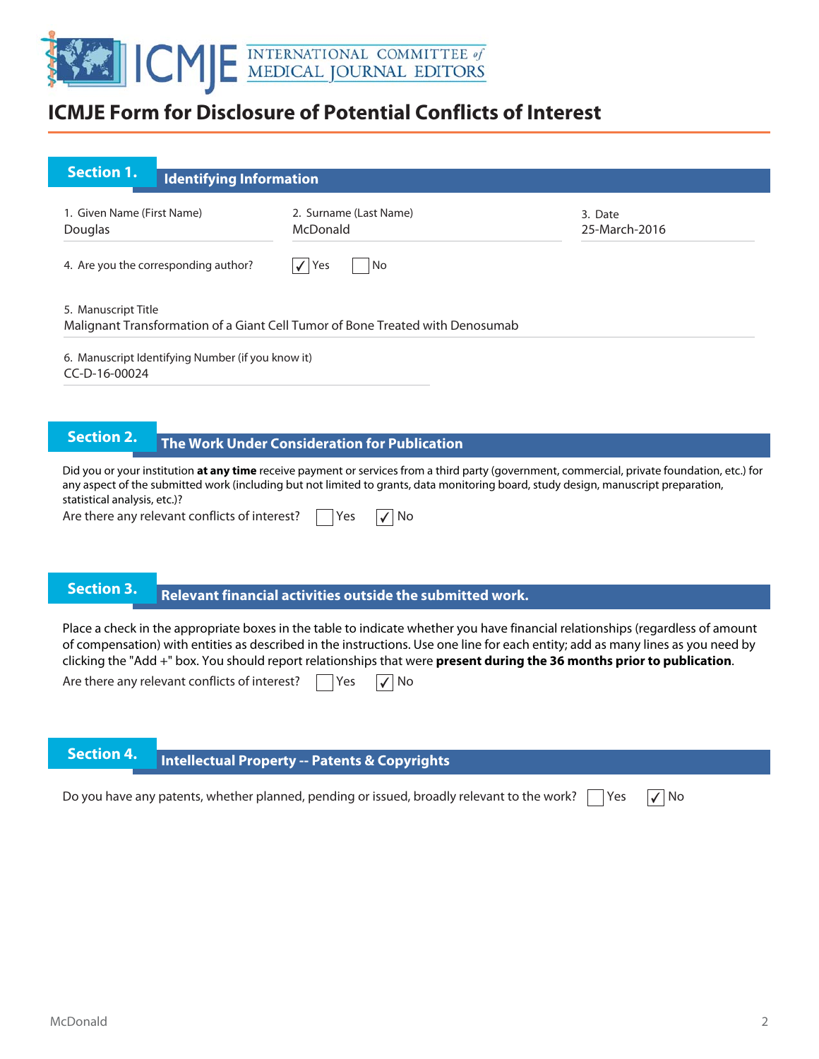# ICMJE Form for Disclosure of Potential Conflicts of Interest

## Section 1. Identifying Information

1. Given Name (First Name)
Douglas

2. Surname (Last Name)
McDonald

3. Date
25-March-2016

4. Are you the corresponding author? ☑ Yes ☐ No

5. Manuscript Title
Malignant Transformation of a Giant Cell Tumor of Bone Treated with Denosumab

6. Manuscript Identifying Number (if you know it)
CC-D-16-00024

## Section 2. The Work Under Consideration for Publication

Did you or your institution **at any time** receive payment or services from a third party (government, commercial, private foundation, etc.) for any aspect of the submitted work (including but not limited to grants, data monitoring board, study design, manuscript preparation, statistical analysis, etc.)?

Are there any relevant conflicts of interest? ☐ Yes ☑ No

## Section 3. Relevant financial activities outside the submitted work.

Place a check in the appropriate boxes in the table to indicate whether you have financial relationships (regardless of amount of compensation) with entities as described in the instructions. Use one line for each entity; add as many lines as you need by clicking the "Add +" box. You should report relationships that were **present during the 36 months prior to publication**.

Are there any relevant conflicts of interest? ☐ Yes ☑ No

## Section 4. Intellectual Property -- Patents & Copyrights

Do you have any patents, whether planned, pending or issued, broadly relevant to the work? ☐ Yes ☑ No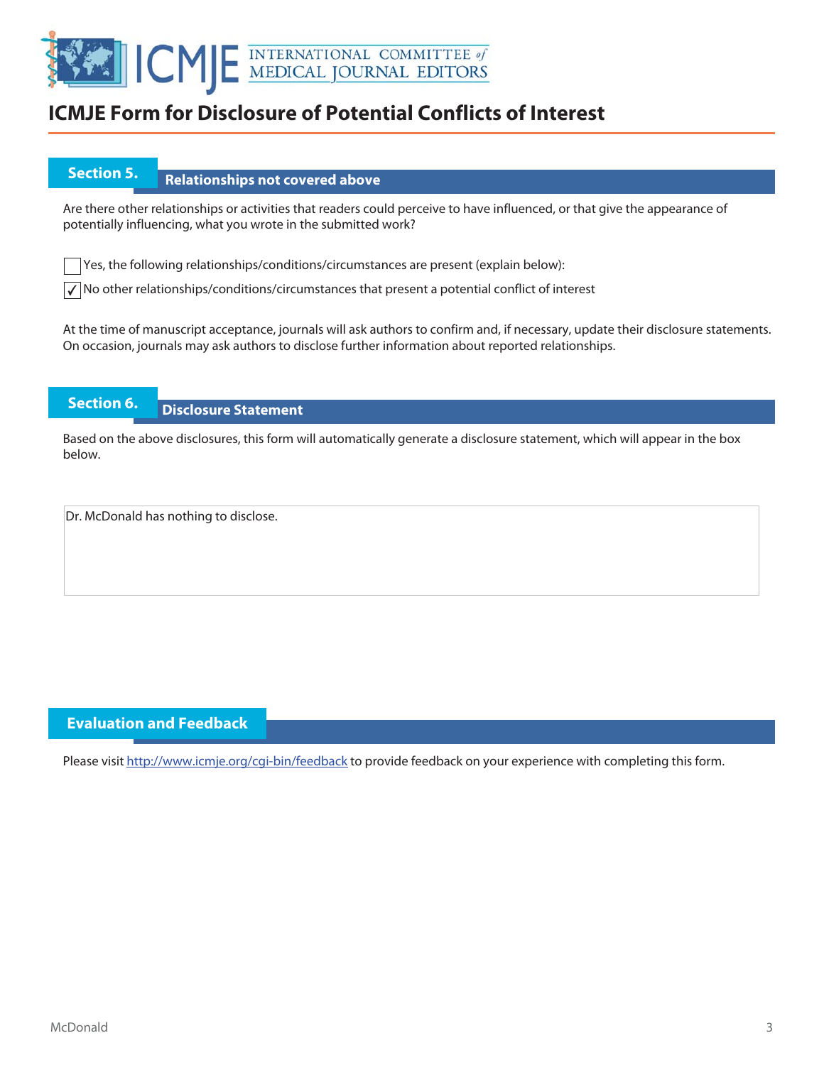# ICMJE Form for Disclosure of Potential Conflicts of Interest

## Section 5. Relationships not covered above

Are there other relationships or activities that readers could perceive to have influenced, or that give the appearance of potentially influencing, what you wrote in the submitted work?

☐ Yes, the following relationships/conditions/circumstances are present (explain below):

☑ No other relationships/conditions/circumstances that present a potential conflict of interest

At the time of manuscript acceptance, journals will ask authors to confirm and, if necessary, update their disclosure statements. On occasion, journals may ask authors to disclose further information about reported relationships.

## Section 6. Disclosure Statement

Based on the above disclosures, this form will automatically generate a disclosure statement, which will appear in the box below.

Dr. McDonald has nothing to disclose.

## Evaluation and Feedback

Please visit http://www.icmje.org/cgi-bin/feedback to provide feedback on your experience with completing this form.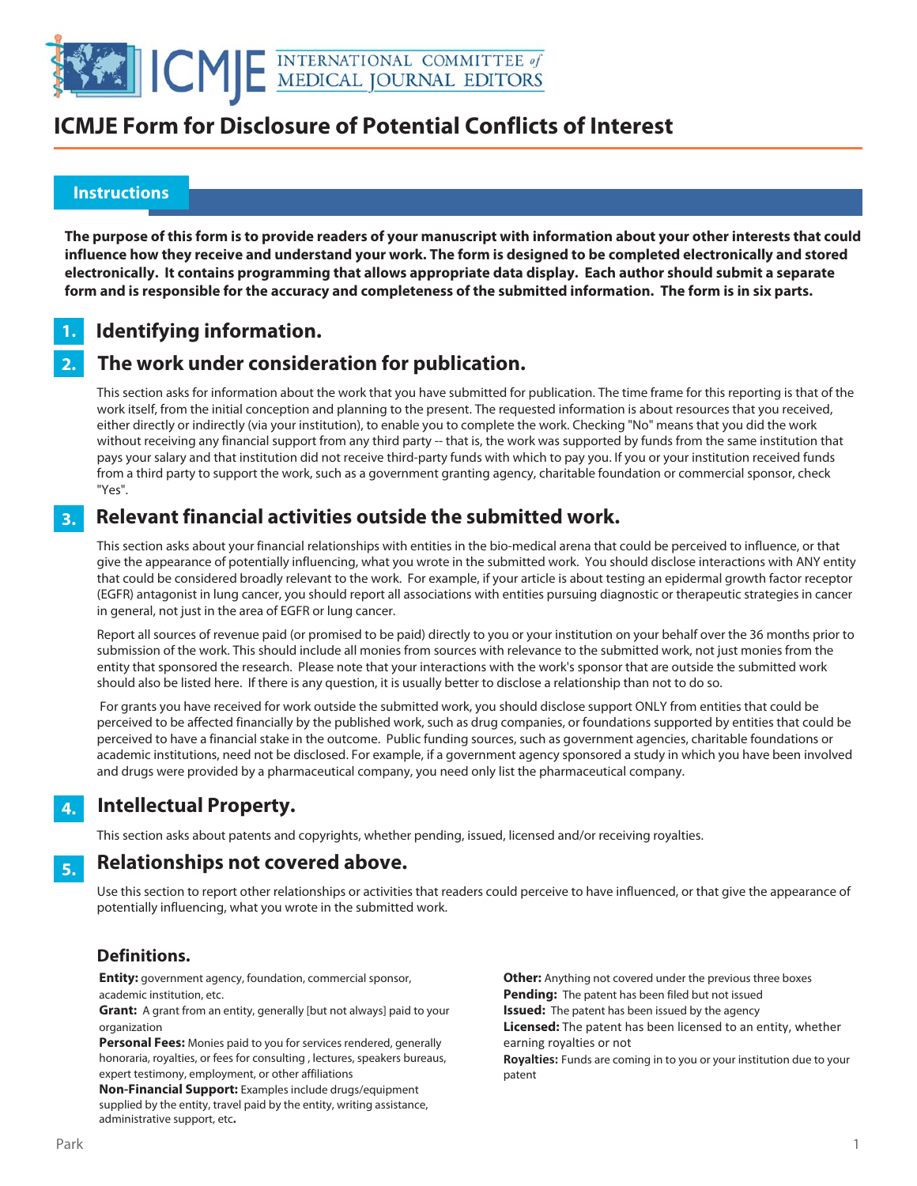# ICMJE Form for Disclosure of Potential Conflicts of Interest

## Instructions

**The purpose of this form is to provide readers of your manuscript with information about your other interests that could influence how they receive and understand your work. The form is designed to be completed electronically and stored electronically. It contains programming that allows appropriate data display. Each author should submit a separate form and is responsible for the accuracy and completeness of the submitted information. The form is in six parts.**

### 1. Identifying information.

### 2. The work under consideration for publication.

This section asks for information about the work that you have submitted for publication. The time frame for this reporting is that of the work itself, from the initial conception and planning to the present. The requested information is about resources that you received, either directly or indirectly (via your institution), to enable you to complete the work. Checking "No" means that you did the work without receiving any financial support from any third party -- that is, the work was supported by funds from the same institution that pays your salary and that institution did not receive third-party funds with which to pay you. If you or your institution received funds from a third party to support the work, such as a government granting agency, charitable foundation or commercial sponsor, check "Yes".

### 3. Relevant financial activities outside the submitted work.

This section asks about your financial relationships with entities in the bio-medical arena that could be perceived to influence, or that give the appearance of potentially influencing, what you wrote in the submitted work. You should disclose interactions with ANY entity that could be considered broadly relevant to the work. For example, if your article is about testing an epidermal growth factor receptor (EGFR) antagonist in lung cancer, you should report all associations with entities pursuing diagnostic or therapeutic strategies in cancer in general, not just in the area of EGFR or lung cancer.

Report all sources of revenue paid (or promised to be paid) directly to you or your institution on your behalf over the 36 months prior to submission of the work. This should include all monies from sources with relevance to the submitted work, not just monies from the entity that sponsored the research. Please note that your interactions with the work's sponsor that are outside the submitted work should also be listed here. If there is any question, it is usually better to disclose a relationship than not to do so.

For grants you have received for work outside the submitted work, you should disclose support ONLY from entities that could be perceived to be affected financially by the published work, such as drug companies, or foundations supported by entities that could be perceived to have a financial stake in the outcome. Public funding sources, such as government agencies, charitable foundations or academic institutions, need not be disclosed. For example, if a government agency sponsored a study in which you have been involved and drugs were provided by a pharmaceutical company, you need only list the pharmaceutical company.

### 4. Intellectual Property.

This section asks about patents and copyrights, whether pending, issued, licensed and/or receiving royalties.

### 5. Relationships not covered above.

Use this section to report other relationships or activities that readers could perceive to have influenced, or that give the appearance of potentially influencing, what you wrote in the submitted work.

### Definitions.

**Entity:** government agency, foundation, commercial sponsor, academic institution, etc.

**Grant:** A grant from an entity, generally [but not always] paid to your organization

**Personal Fees:** Monies paid to you for services rendered, generally honoraria, royalties, or fees for consulting , lectures, speakers bureaus, expert testimony, employment, or other affiliations

**Non-Financial Support:** Examples include drugs/equipment supplied by the entity, travel paid by the entity, writing assistance, administrative support, etc**.**

**Other:** Anything not covered under the previous three boxes

**Pending:** The patent has been filed but not issued

**Issued:** The patent has been issued by the agency

**Licensed:** The patent has been licensed to an entity, whether earning royalties or not

**Royalties:** Funds are coming in to you or your institution due to your patent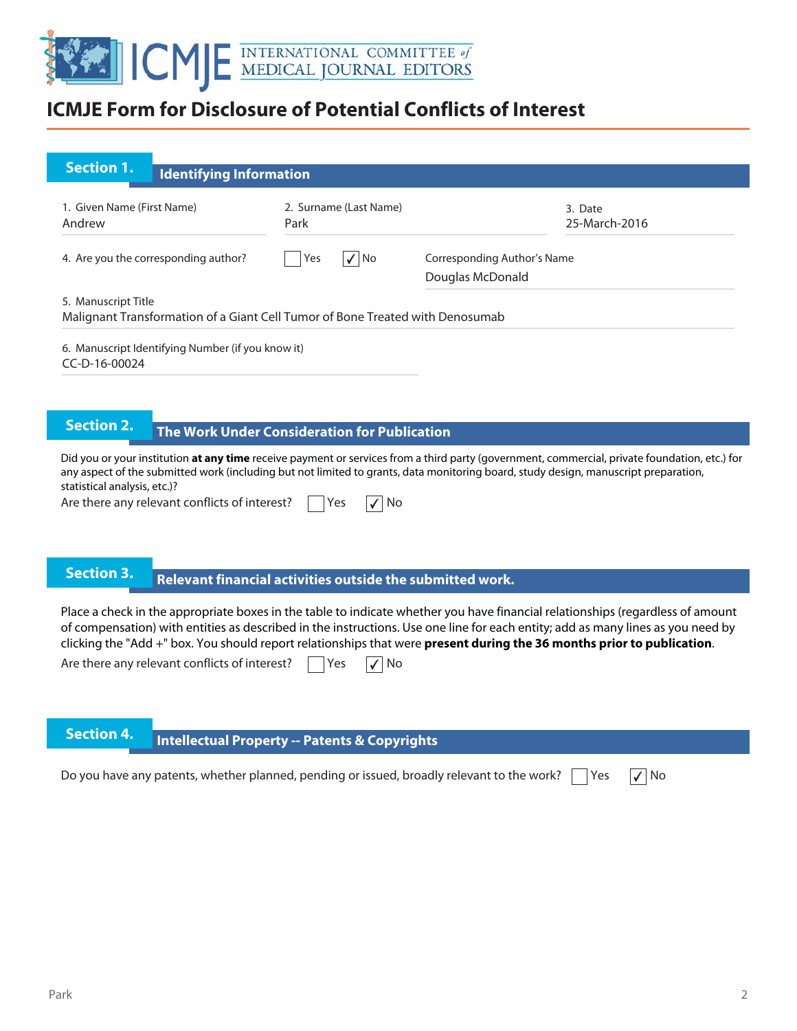# ICMJE Form for Disclosure of Potential Conflicts of Interest

## Section 1. Identifying Information

1. Given Name (First Name)
Andrew

2. Surname (Last Name)
Park

3. Date
25-March-2016

4. Are you the corresponding author? ☐ Yes ☑ No

Corresponding Author's Name
Douglas McDonald

5. Manuscript Title
Malignant Transformation of a Giant Cell Tumor of Bone Treated with Denosumab

6. Manuscript Identifying Number (if you know it)
CC-D-16-00024

## Section 2. The Work Under Consideration for Publication

Did you or your institution **at any time** receive payment or services from a third party (government, commercial, private foundation, etc.) for any aspect of the submitted work (including but not limited to grants, data monitoring board, study design, manuscript preparation, statistical analysis, etc.)?

Are there any relevant conflicts of interest? ☐ Yes ☑ No

## Section 3. Relevant financial activities outside the submitted work.

Place a check in the appropriate boxes in the table to indicate whether you have financial relationships (regardless of amount of compensation) with entities as described in the instructions. Use one line for each entity; add as many lines as you need by clicking the "Add +" box. You should report relationships that were **present during the 36 months prior to publication**.

Are there any relevant conflicts of interest? ☐ Yes ☑ No

## Section 4. Intellectual Property -- Patents & Copyrights

Do you have any patents, whether planned, pending or issued, broadly relevant to the work? ☐ Yes ☑ No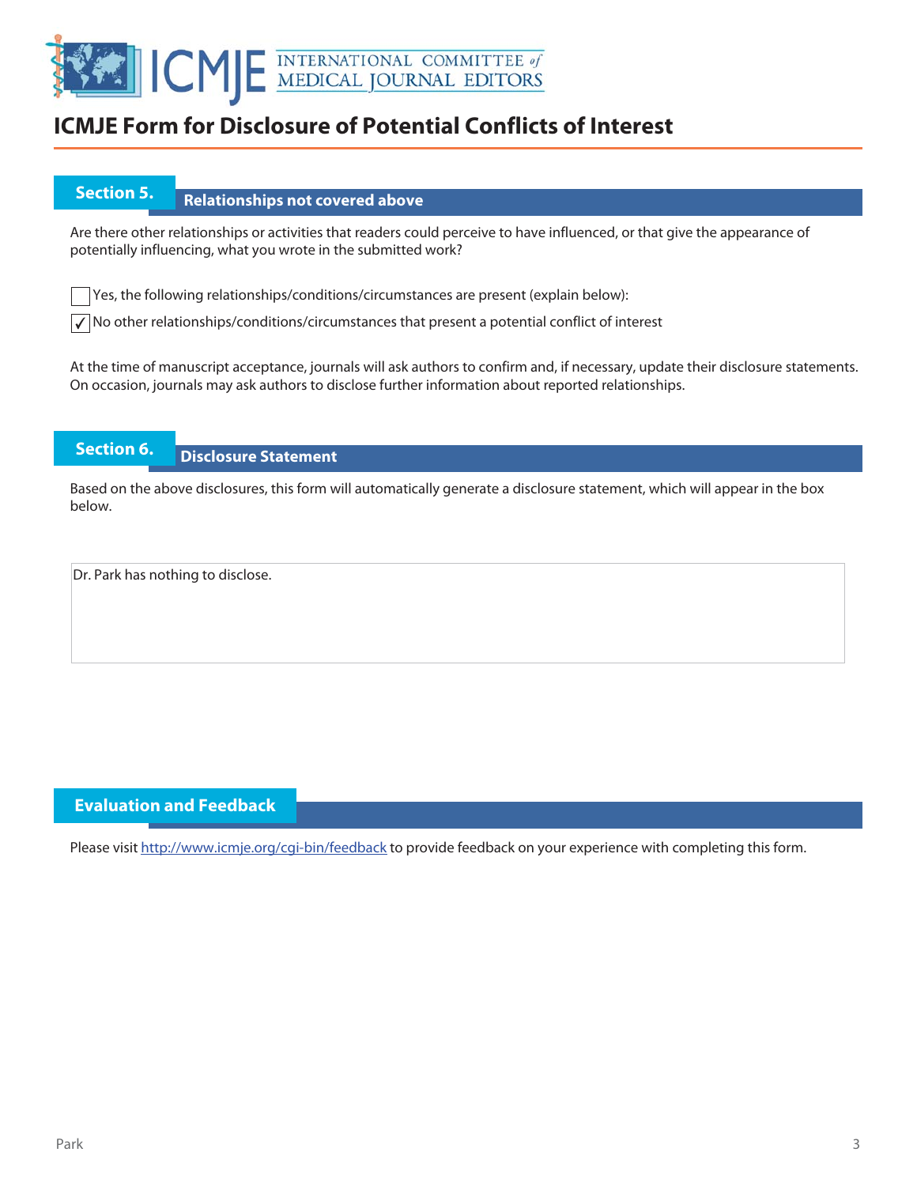# ICMJE Form for Disclosure of Potential Conflicts of Interest

## Section 5. Relationships not covered above

Are there other relationships or activities that readers could perceive to have influenced, or that give the appearance of potentially influencing, what you wrote in the submitted work?

☐ Yes, the following relationships/conditions/circumstances are present (explain below):

☑ No other relationships/conditions/circumstances that present a potential conflict of interest

At the time of manuscript acceptance, journals will ask authors to confirm and, if necessary, update their disclosure statements. On occasion, journals may ask authors to disclose further information about reported relationships.

## Section 6. Disclosure Statement

Based on the above disclosures, this form will automatically generate a disclosure statement, which will appear in the box below.

Dr. Park has nothing to disclose.

## Evaluation and Feedback

Please visit http://www.icmje.org/cgi-bin/feedback to provide feedback on your experience with completing this form.